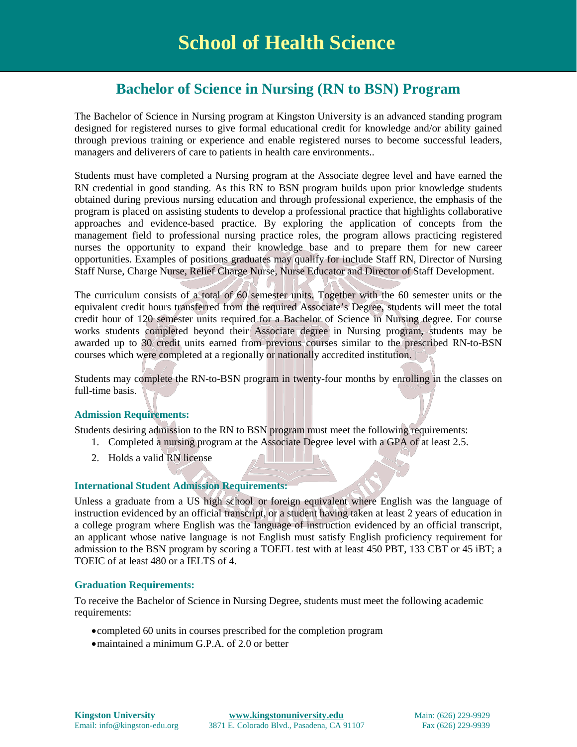# School of Health Science

## Bachelor of Science in Nursing (RN to BSN) Program

The Bachelor of Science in Nursing program at Kingston University is an advanced standing program designed for registered nurses to give formal educational credit for knowledge and/or ability gained through previous training or experience and enable registered nurses to become successful leaders, managers and deliverers of care to patients in health care environments..

Students must have completed a Nursing program at the Associate degree level and have earned the RN credential in good standing. As this RN to BSN program builds upon prior knowledge students obtained during previous nursing education and through professional experience, the emphasis of the program is placed on assisting students to develop a professional practice that highlights collaborative approaches and evidence-based practice. By exploring the application of concepts from the management field to professional nursing practice roles, the program allows practicing registered nurses the opportunity to expand their knowledge base and to prepare them for new career opportunities. Examples of positions graduates may qualify for include Staff RN, Director of Nursing Staff Nurse, Charge Nurse, Relief Charge Nurse, Nurse Educator and Director of Staff Development.

The curriculum consists of a total of 60 semester units. Together with the 60 semester units or the equivalent credit hours transferred from the required Associate's Degree, students will meet the total credit hour of 120 semester units required for a Bachelor of Science in Nursing degree. For course works students completed beyond their Associate degree in Nursing program, students may be awarded up to 30 credit units earned from previous courses similar to the prescribed RN-to-BSN courses which were completed at a regionally or nationally accredited institution.

Students may complete the RN-to-BSN program in twenty-four months by enrolling in the classes on full-time basis.

### Admission Requirements:

Students desiring admission to the RN to BSN program must meet the following requirements:

1. Completed a nursing program at the Associate Degree level with a GPA of at least 2.5.
2. Holds a valid RN license

### International Student Admission Requirements:

Unless a graduate from a US high school or foreign equivalent where English was the language of instruction evidenced by an official transcript, or a student having taken at least 2 years of education in a college program where English was the language of instruction evidenced by an official transcript, an applicant whose native language is not English must satisfy English proficiency requirement for admission to the BSN program by scoring a TOEFL test with at least 450 PBT, 133 CBT or 45 iBT; a TOEIC of at least 480 or a IELTS of 4.

### Graduation Requirements:

To receive the Bachelor of Science in Nursing Degree, students must meet the following academic requirements:

- completed 60 units in courses prescribed for the completion program
- maintained a minimum G.P.A. of 2.0 or better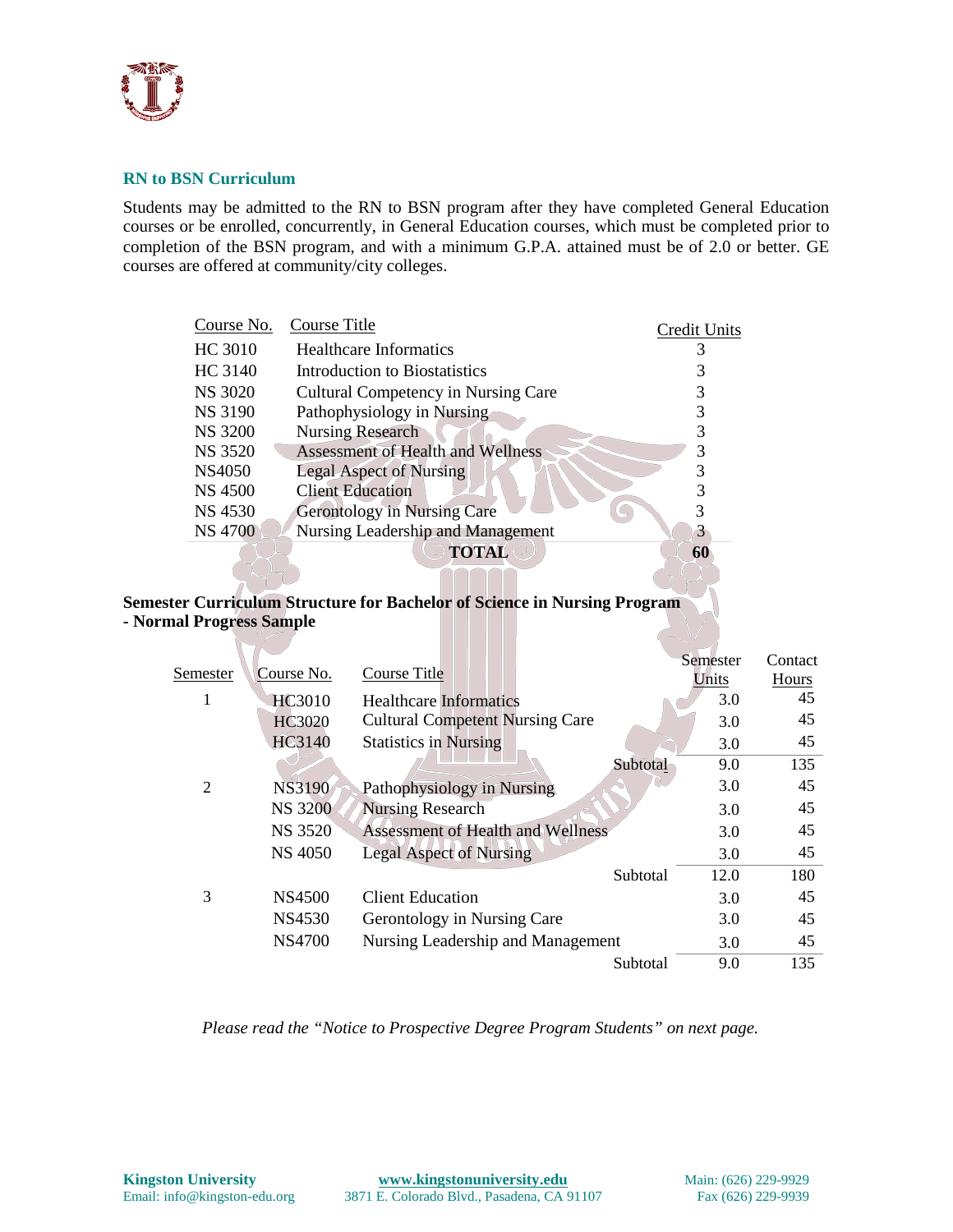## RN to BSN Curriculum

Students may be admitted to the RN to BSN program after they have completed General Education courses or be enrolled, concurrently, in General Education courses, which must be completed prior to completion of the BSN program, and with a minimum G.P.A. attained must be of 2.0 or better. GE courses are offered at community/city colleges.

| Course No. | Course Title | Credit Units |
|---|---|---|
| HC 3010 | Healthcare Informatics | 3 |
| HC 3140 | Introduction to Biostatistics | 3 |
| NS 3020 | Cultural Competency in Nursing Care | 3 |
| NS 3190 | Pathophysiology in Nursing | 3 |
| NS 3200 | Nursing Research | 3 |
| NS 3520 | Assessment of Health and Wellness | 3 |
| NS4050 | Legal Aspect of Nursing | 3 |
| NS 4500 | Client Education | 3 |
| NS 4530 | Gerontology in Nursing Care | 3 |
| NS 4700 | Nursing Leadership and Management | 3 |
| | **TOTAL** | **60** |

**Semester Curriculum Structure for Bachelor of Science in Nursing Program - Normal Progress Sample**

| Semester | Course No. | Course Title | Semester Units | Contact Hours |
|---|---|---|---|---|
| 1 | HC3010 | Healthcare Informatics | 3.0 | 45 |
| | HC3020 | Cultural Competent Nursing Care | 3.0 | 45 |
| | HC3140 | Statistics in Nursing | 3.0 | 45 |
| | | Subtotal | 9.0 | 135 |
| 2 | NS3190 | Pathophysiology in Nursing | 3.0 | 45 |
| | NS 3200 | Nursing Research | 3.0 | 45 |
| | NS 3520 | Assessment of Health and Wellness | 3.0 | 45 |
| | NS 4050 | Legal Aspect of Nursing | 3.0 | 45 |
| | | Subtotal | 12.0 | 180 |
| 3 | NS4500 | Client Education | 3.0 | 45 |
| | NS4530 | Gerontology in Nursing Care | 3.0 | 45 |
| | NS4700 | Nursing Leadership and Management | 3.0 | 45 |
| | | Subtotal | 9.0 | 135 |

*Please read the "Notice to Prospective Degree Program Students" on next page.*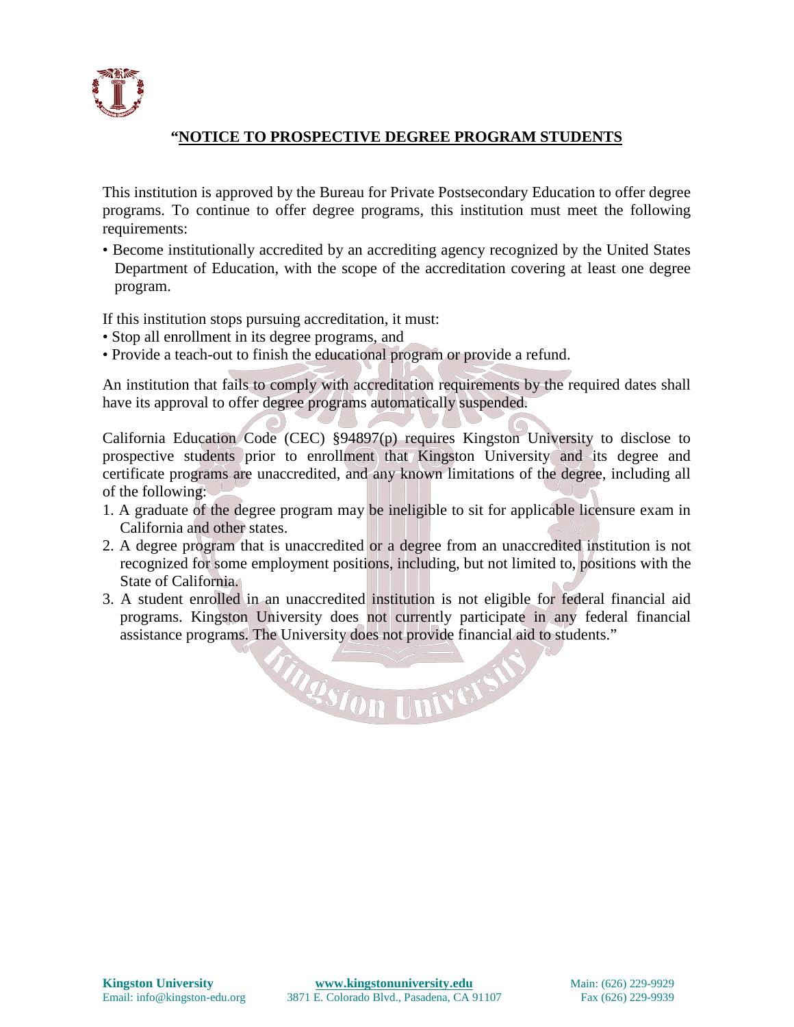## "NOTICE TO PROSPECTIVE DEGREE PROGRAM STUDENTS

This institution is approved by the Bureau for Private Postsecondary Education to offer degree programs. To continue to offer degree programs, this institution must meet the following requirements:

- Become institutionally accredited by an accrediting agency recognized by the United States Department of Education, with the scope of the accreditation covering at least one degree program.

If this institution stops pursuing accreditation, it must:

- Stop all enrollment in its degree programs, and
- Provide a teach-out to finish the educational program or provide a refund.

An institution that fails to comply with accreditation requirements by the required dates shall have its approval to offer degree programs automatically suspended.

California Education Code (CEC) §94897(p) requires Kingston University to disclose to prospective students prior to enrollment that Kingston University and its degree and certificate programs are unaccredited, and any known limitations of the degree, including all of the following:

1. A graduate of the degree program may be ineligible to sit for applicable licensure exam in California and other states.
2. A degree program that is unaccredited or a degree from an unaccredited institution is not recognized for some employment positions, including, but not limited to, positions with the State of California.
3. A student enrolled in an unaccredited institution is not eligible for federal financial aid programs. Kingston University does not currently participate in any federal financial assistance programs. The University does not provide financial aid to students."